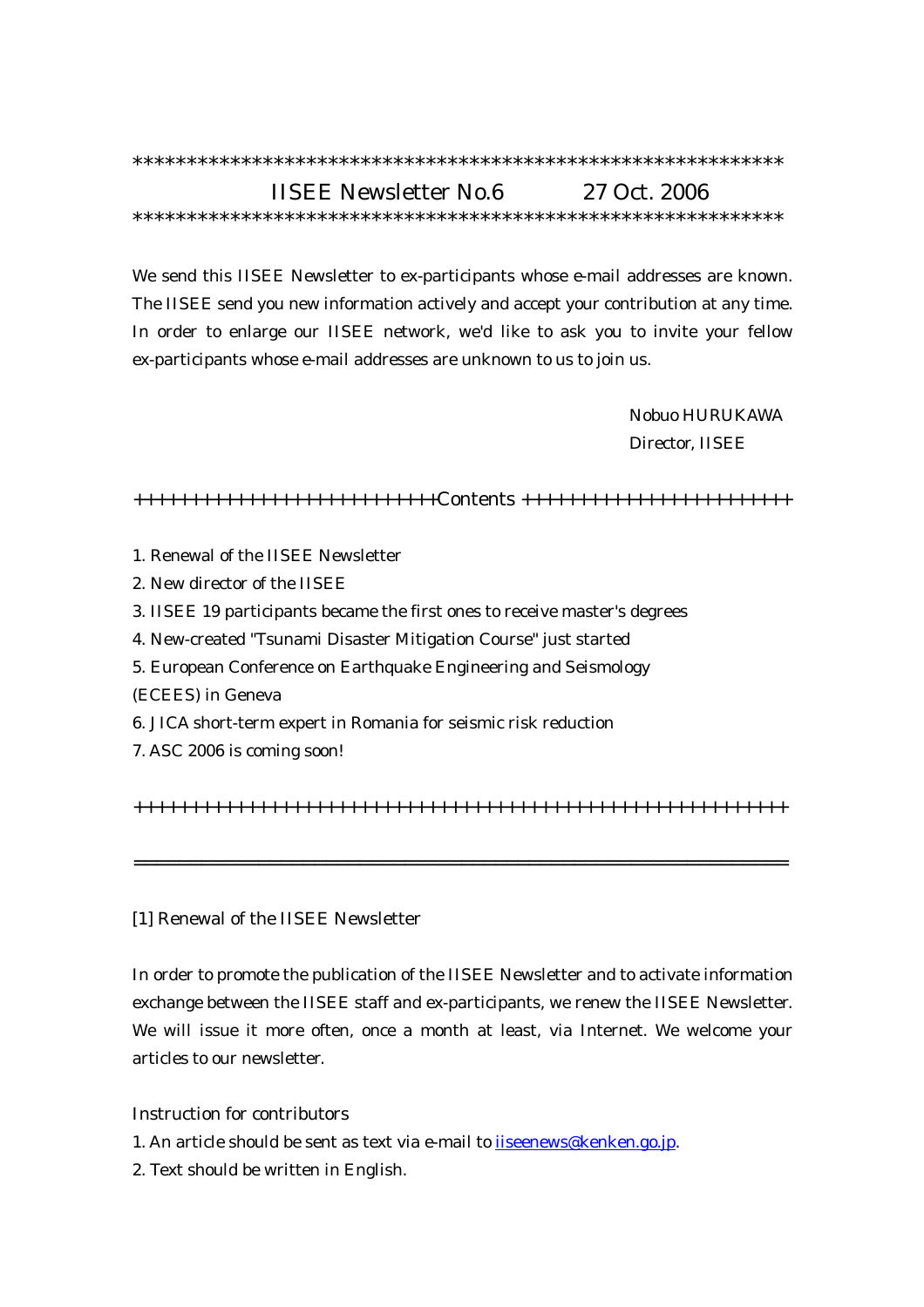************************************************************

# IISEE Newsletter No.6 27 Oct. 2006

************************************************************

We send this IISEE Newsletter to ex-participants whose e-mail addresses are known. The IISEE send you new information actively and accept your contribution at any time. In order to enlarge our IISEE network, we'd like to ask you to invite your fellow ex-participants whose e-mail addresses are unknown to us to join us.

Nobuo HURUKAWA  
Director, IISEE

++++++++++++++++++++++++++Contents ++++++++++++++++++++++

1. Renewal of the IISEE Newsletter
2. New director of the IISEE
3. IISEE 19 participants became the first ones to receive master's degrees
4. New-created "Tsunami Disaster Mitigation Course" just started
5. European Conference on Earthquake Engineering and Seismology (ECEES) in Geneva
6. JICA short-term expert in Romania for seismic risk reduction
7. ASC 2006 is coming soon!

++++++++++++++++++++++++++++++++++++++++++++++++++++++++

---

## [1] Renewal of the IISEE Newsletter

In order to promote the publication of the IISEE Newsletter and to activate information exchange between the IISEE staff and ex-participants, we renew the IISEE Newsletter. We will issue it more often, once a month at least, via Internet. We welcome your articles to our newsletter.

Instruction for contributors

1. An article should be sent as text via e-mail to iiseenews@kenken.go.jp.
2. Text should be written in English.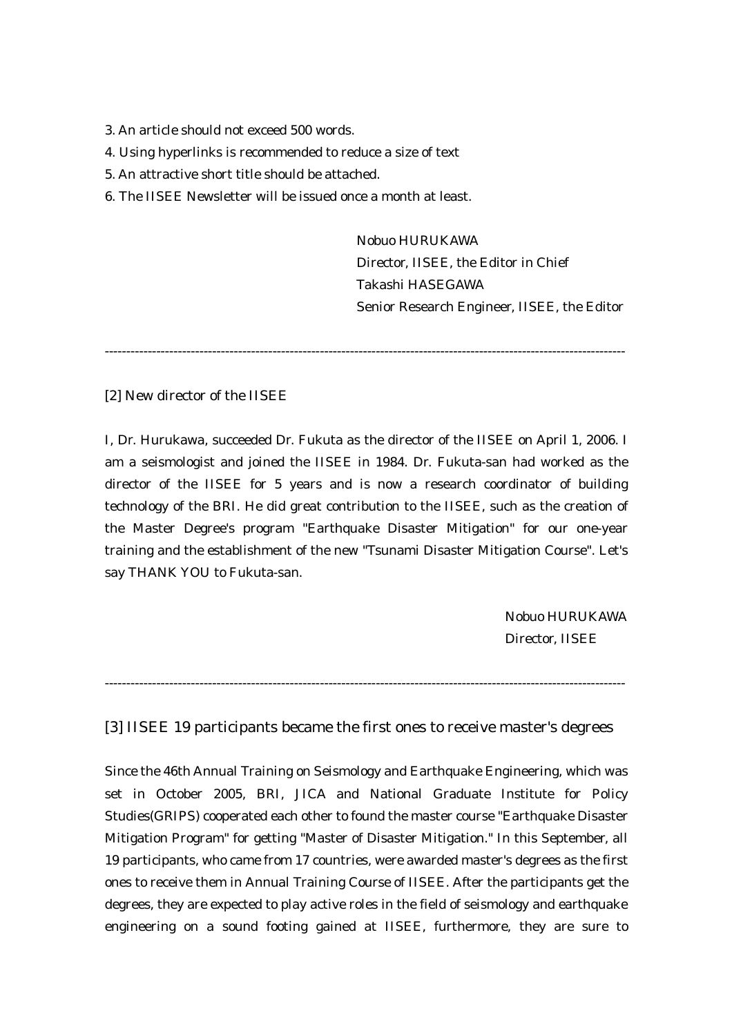3. An article should not exceed 500 words.
4. Using hyperlinks is recommended to reduce a size of text
5. An attractive short title should be attached.
6. The IISEE Newsletter will be issued once a month at least.

Nobuo HURUKAWA
Director, IISEE, the Editor in Chief
Takashi HASEGAWA
Senior Research Engineer, IISEE, the Editor

---

[2] New director of the IISEE

I, Dr. Hurukawa, succeeded Dr. Fukuta as the director of the IISEE on April 1, 2006. I am a seismologist and joined the IISEE in 1984. Dr. Fukuta-san had worked as the director of the IISEE for 5 years and is now a research coordinator of building technology of the BRI. He did great contribution to the IISEE, such as the creation of the Master Degree's program "Earthquake Disaster Mitigation" for our one-year training and the establishment of the new "Tsunami Disaster Mitigation Course". Let's say THANK YOU to Fukuta-san.

Nobuo HURUKAWA
Director, IISEE

---

[3] IISEE 19 participants became the first ones to receive master's degrees

Since the 46th Annual Training on Seismology and Earthquake Engineering, which was set in October 2005, BRI, JICA and National Graduate Institute for Policy Studies(GRIPS) cooperated each other to found the master course "Earthquake Disaster Mitigation Program" for getting "Master of Disaster Mitigation." In this September, all 19 participants, who came from 17 countries, were awarded master's degrees as the first ones to receive them in Annual Training Course of IISEE. After the participants get the degrees, they are expected to play active roles in the field of seismology and earthquake engineering on a sound footing gained at IISEE, furthermore, they are sure to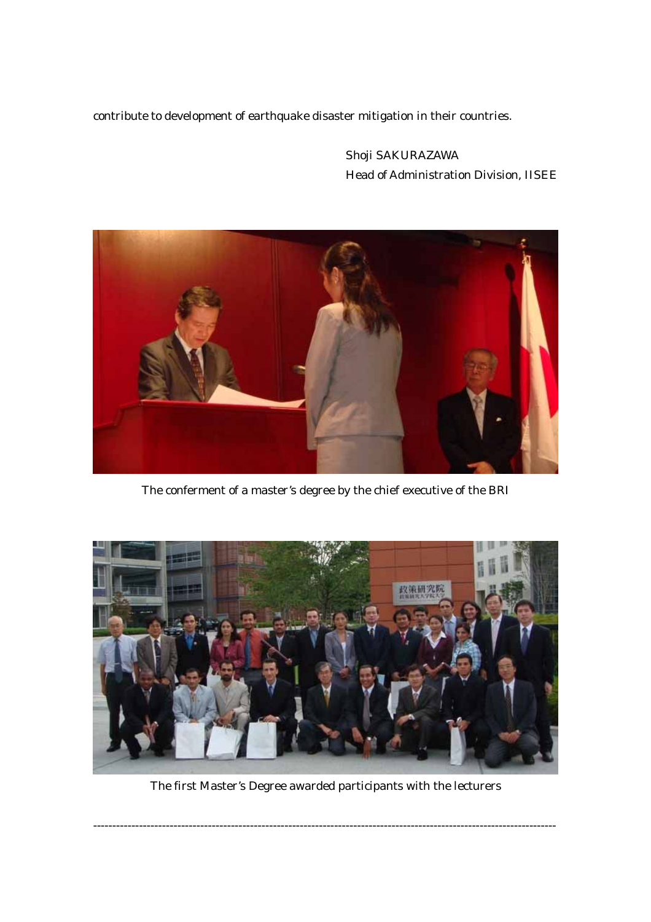contribute to development of earthquake disaster mitigation in their countries.

Shoji SAKURAZAWA
Head of Administration Division, IISEE

The conferment of a master's degree by the chief executive of the BRI

The first Master's Degree awarded participants with the lecturers

---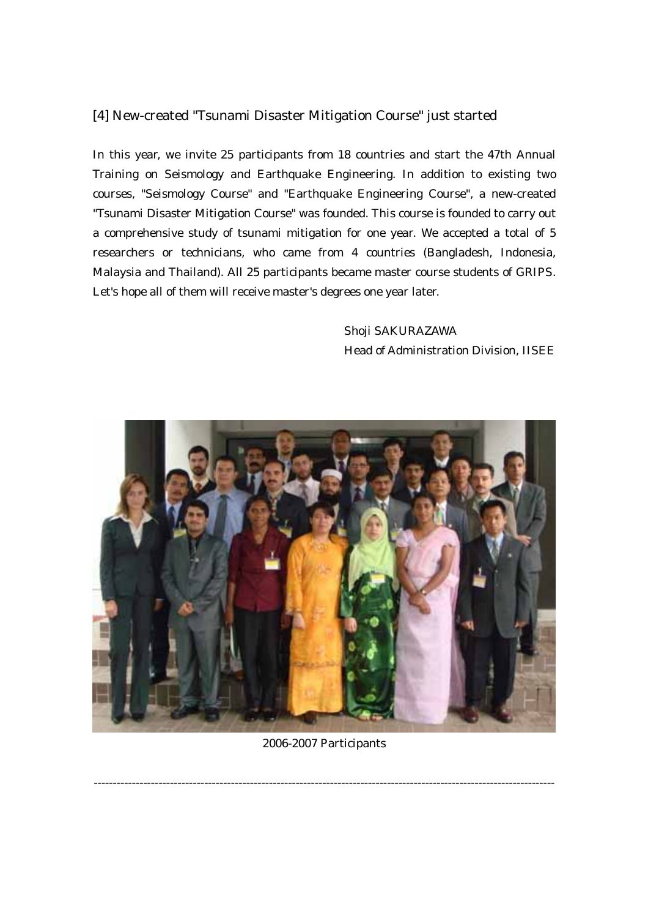## [4] New-created "Tsunami Disaster Mitigation Course" just started

In this year, we invite 25 participants from 18 countries and start the 47th Annual Training on Seismology and Earthquake Engineering. In addition to existing two courses, "Seismology Course" and "Earthquake Engineering Course", a new-created "Tsunami Disaster Mitigation Course" was founded. This course is founded to carry out a comprehensive study of tsunami mitigation for one year. We accepted a total of 5 researchers or technicians, who came from 4 countries (Bangladesh, Indonesia, Malaysia and Thailand). All 25 participants became master course students of GRIPS. Let's hope all of them will receive master's degrees one year later.

Shoji SAKURAZAWA
Head of Administration Division, IISEE

2006-2007 Participants

---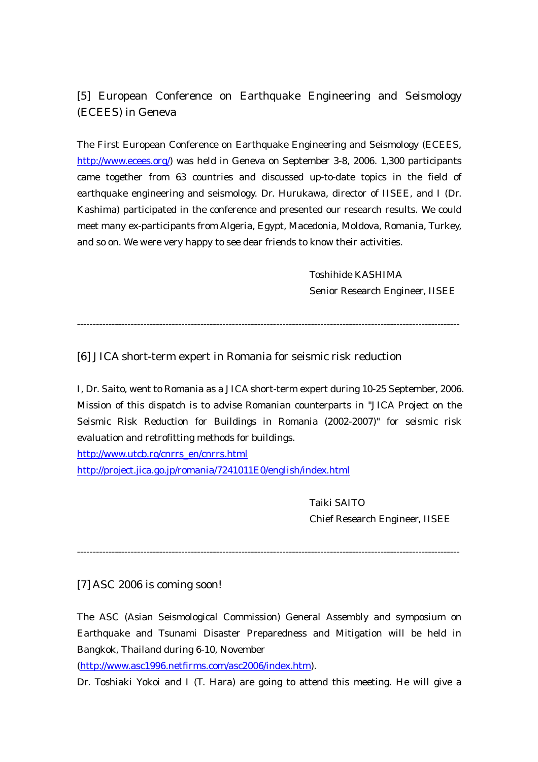## [5] European Conference on Earthquake Engineering and Seismology (ECEES) in Geneva

The First European Conference on Earthquake Engineering and Seismology (ECEES, http://www.ecees.org/) was held in Geneva on September 3-8, 2006. 1,300 participants came together from 63 countries and discussed up-to-date topics in the field of earthquake engineering and seismology. Dr. Hurukawa, director of IISEE, and I (Dr. Kashima) participated in the conference and presented our research results. We could meet many ex-participants from Algeria, Egypt, Macedonia, Moldova, Romania, Turkey, and so on. We were very happy to see dear friends to know their activities.

Toshihide KASHIMA
Senior Research Engineer, IISEE

---

## [6] JICA short-term expert in Romania for seismic risk reduction

I, Dr. Saito, went to Romania as a JICA short-term expert during 10-25 September, 2006. Mission of this dispatch is to advise Romanian counterparts in "JICA Project on the Seismic Risk Reduction for Buildings in Romania (2002-2007)" for seismic risk evaluation and retrofitting methods for buildings.

http://www.utcb.ro/cnrrs_en/cnrrs.html
http://project.jica.go.jp/romania/7241011E0/english/index.html

Taiki SAITO
Chief Research Engineer, IISEE

---

## [7] ASC 2006 is coming soon!

The ASC (Asian Seismological Commission) General Assembly and symposium on Earthquake and Tsunami Disaster Preparedness and Mitigation will be held in Bangkok, Thailand during 6-10, November (http://www.asc1996.netfirms.com/asc2006/index.htm).

Dr. Toshiaki Yokoi and I (T. Hara) are going to attend this meeting. He will give a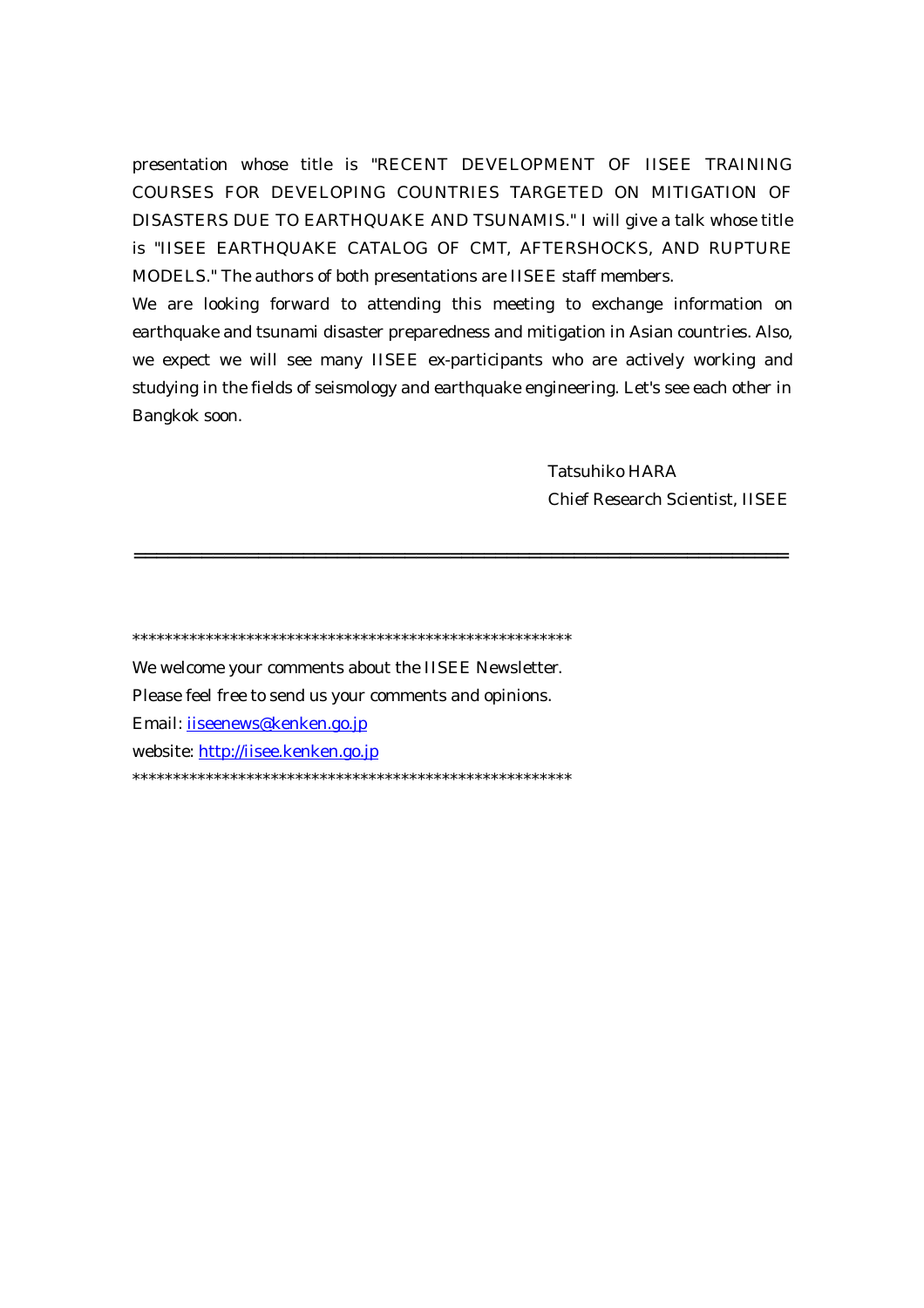presentation whose title is "RECENT DEVELOPMENT OF IISEE TRAINING COURSES FOR DEVELOPING COUNTRIES TARGETED ON MITIGATION OF DISASTERS DUE TO EARTHQUAKE AND TSUNAMIS." I will give a talk whose title is "IISEE EARTHQUAKE CATALOG OF CMT, AFTERSHOCKS, AND RUPTURE MODELS." The authors of both presentations are IISEE staff members.

We are looking forward to attending this meeting to exchange information on earthquake and tsunami disaster preparedness and mitigation in Asian countries. Also, we expect we will see many IISEE ex-participants who are actively working and studying in the fields of seismology and earthquake engineering. Let's see each other in Bangkok soon.

Tatsuhiko HARA
Chief Research Scientist, IISEE

---

*******************************************************
We welcome your comments about the IISEE Newsletter.
Please feel free to send us your comments and opinions.
Email: iiseenews@kenken.go.jp
website: http://iisee.kenken.go.jp
*******************************************************